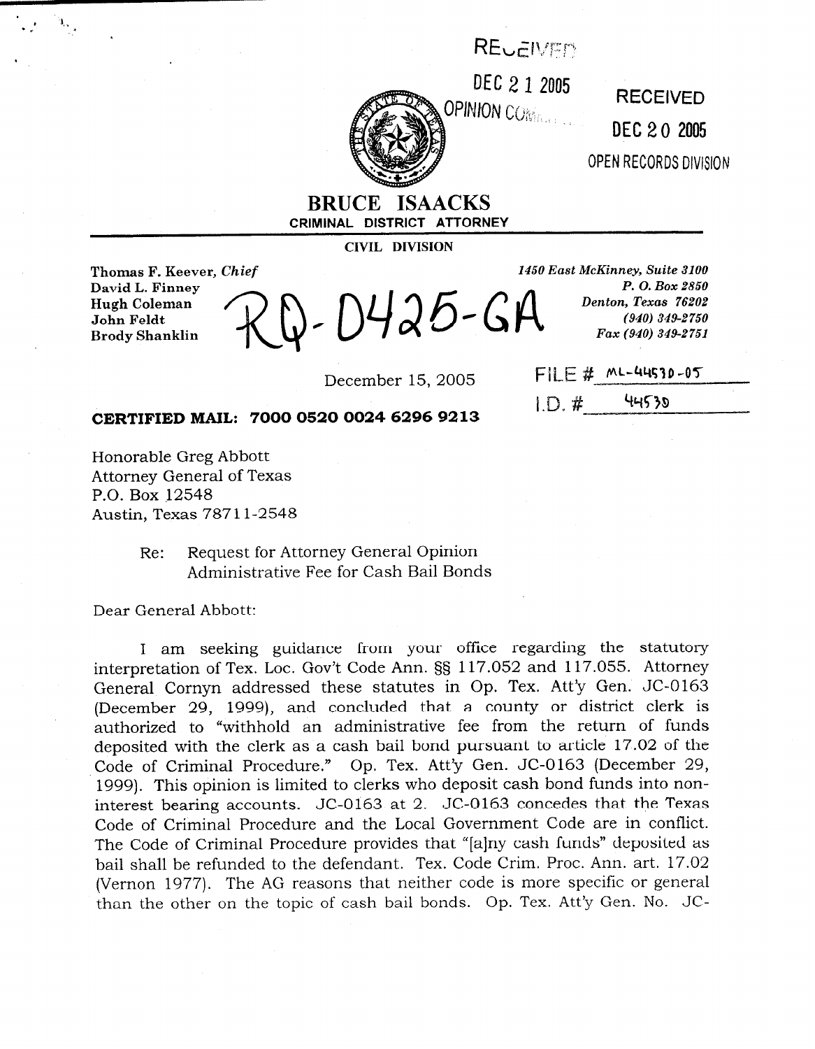RECEIVED

DEC 21 2005

OPINION COMMITTEE

RECEIVED

DEC 20 2005

OPEN RECORDS DIVISION

# BRUCE ISAACKS

**CRIMINAL DISTRICT ATTORNEY**

**CIVIL DIVISION**

**Thomas F. Keever,** ***Chief***
**David L. Finney**
**Hugh Coleman**
**John Feldt**
**Brody Shanklin**

RQ-0425-GA

***1450 East McKinney, Suite 3100***
***P. O. Box 2850***
***Denton, Texas 76202***
***(940) 349-2750***
***Fax (940) 349-2751***

December 15, 2005

FILE # ML-44530-05

I.D. # 44530

**CERTIFIED MAIL: 7000 0520 0024 6296 9213**

Honorable Greg Abbott
Attorney General of Texas
P.O. Box 12548
Austin, Texas 78711-2548

Re: Request for Attorney General Opinion
Administrative Fee for Cash Bail Bonds

Dear General Abbott:

I am seeking guidance from your office regarding the statutory interpretation of Tex. Loc. Gov't Code Ann. §§ 117.052 and 117.055. Attorney General Cornyn addressed these statutes in Op. Tex. Att'y Gen. JC-0163 (December 29, 1999), and concluded that a county or district clerk is authorized to "withhold an administrative fee from the return of funds deposited with the clerk as a cash bail bond pursuant to article 17.02 of the Code of Criminal Procedure." Op. Tex. Att'y Gen. JC-0163 (December 29, 1999). This opinion is limited to clerks who deposit cash bond funds into non-interest bearing accounts. JC-0163 at 2. JC-0163 concedes that the Texas Code of Criminal Procedure and the Local Government Code are in conflict. The Code of Criminal Procedure provides that "[a]ny cash funds" deposited as bail shall be refunded to the defendant. Tex. Code Crim. Proc. Ann. art. 17.02 (Vernon 1977). The AG reasons that neither code is more specific or general than the other on the topic of cash bail bonds. Op. Tex. Att'y Gen. No. JC-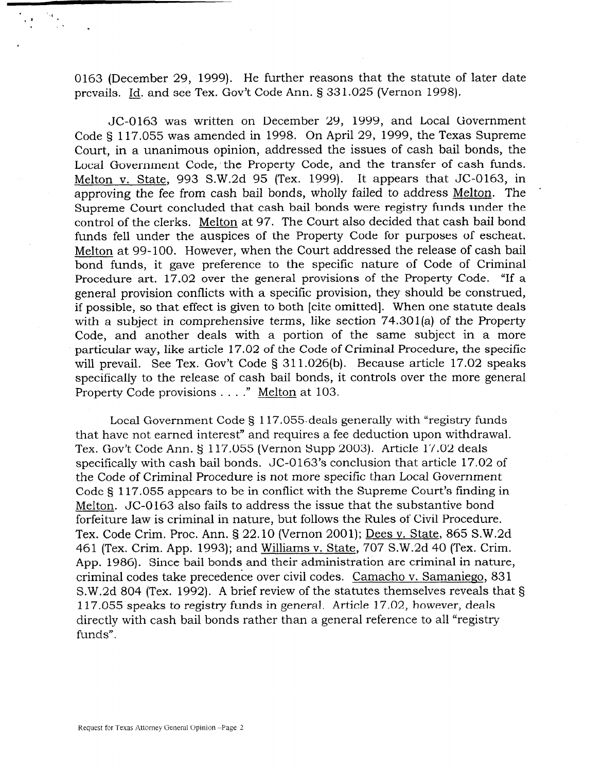0163 (December 29, 1999). He further reasons that the statute of later date prevails. Id. and see Tex. Gov't Code Ann. § 331.025 (Vernon 1998).

JC-0163 was written on December 29, 1999, and Local Government Code § 117.055 was amended in 1998. On April 29, 1999, the Texas Supreme Court, in a unanimous opinion, addressed the issues of cash bail bonds, the Local Government Code, the Property Code, and the transfer of cash funds. Melton v. State, 993 S.W.2d 95 (Tex. 1999). It appears that JC-0163, in approving the fee from cash bail bonds, wholly failed to address Melton. The Supreme Court concluded that cash bail bonds were registry funds under the control of the clerks. Melton at 97. The Court also decided that cash bail bond funds fell under the auspices of the Property Code for purposes of escheat. Melton at 99-100. However, when the Court addressed the release of cash bail bond funds, it gave preference to the specific nature of Code of Criminal Procedure art. 17.02 over the general provisions of the Property Code. "If a general provision conflicts with a specific provision, they should be construed, if possible, so that effect is given to both [cite omitted]. When one statute deals with a subject in comprehensive terms, like section 74.301(a) of the Property Code, and another deals with a portion of the same subject in a more particular way, like article 17.02 of the Code of Criminal Procedure, the specific will prevail. See Tex. Gov't Code § 311.026(b). Because article 17.02 speaks specifically to the release of cash bail bonds, it controls over the more general Property Code provisions . . . ." Melton at 103.

Local Government Code § 117.055 deals generally with "registry funds that have not earned interest" and requires a fee deduction upon withdrawal. Tex. Gov't Code Ann. § 117.055 (Vernon Supp 2003). Article 17.02 deals specifically with cash bail bonds. JC-0163's conclusion that article 17.02 of the Code of Criminal Procedure is not more specific than Local Government Code § 117.055 appears to be in conflict with the Supreme Court's finding in Melton. JC-0163 also fails to address the issue that the substantive bond forfeiture law is criminal in nature, but follows the Rules of Civil Procedure. Tex. Code Crim. Proc. Ann. § 22.10 (Vernon 2001); Dees v. State, 865 S.W.2d 461 (Tex. Crim. App. 1993); and Williams v. State, 707 S.W.2d 40 (Tex. Crim. App. 1986). Since bail bonds and their administration are criminal in nature, criminal codes take precedence over civil codes. Camacho v. Samaniego, 831 S.W.2d 804 (Tex. 1992). A brief review of the statutes themselves reveals that § 117.055 speaks to registry funds in general. Article 17.02, however, deals directly with cash bail bonds rather than a general reference to all "registry funds".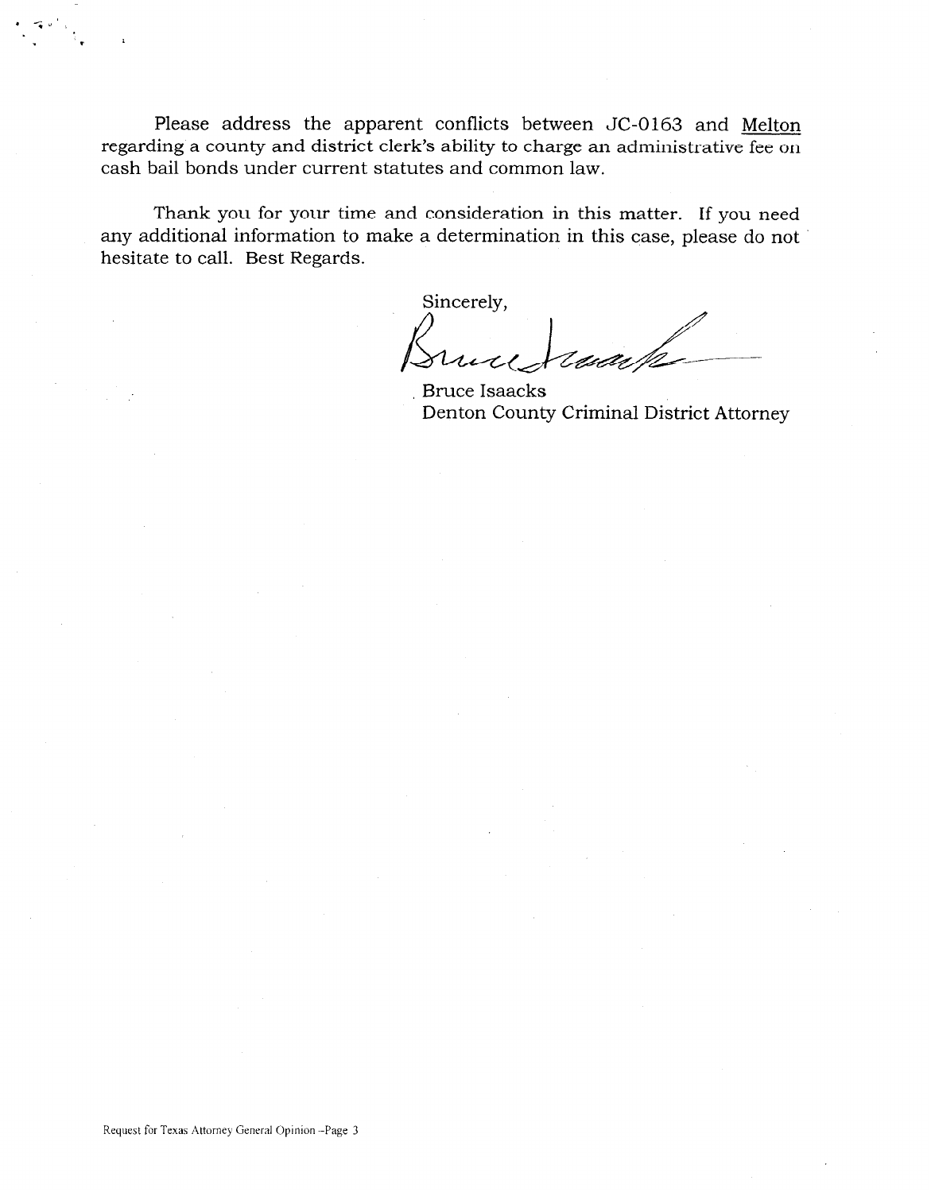Please address the apparent conflicts between JC-0163 and <u>Melton</u> regarding a county and district clerk's ability to charge an administrative fee on cash bail bonds under current statutes and common law.

Thank you for your time and consideration in this matter. If you need any additional information to make a determination in this case, please do not hesitate to call. Best Regards.

Sincerely,

Bruce Isaacks
Denton County Criminal District Attorney

Request for Texas Attorney General Opinion –Page 3